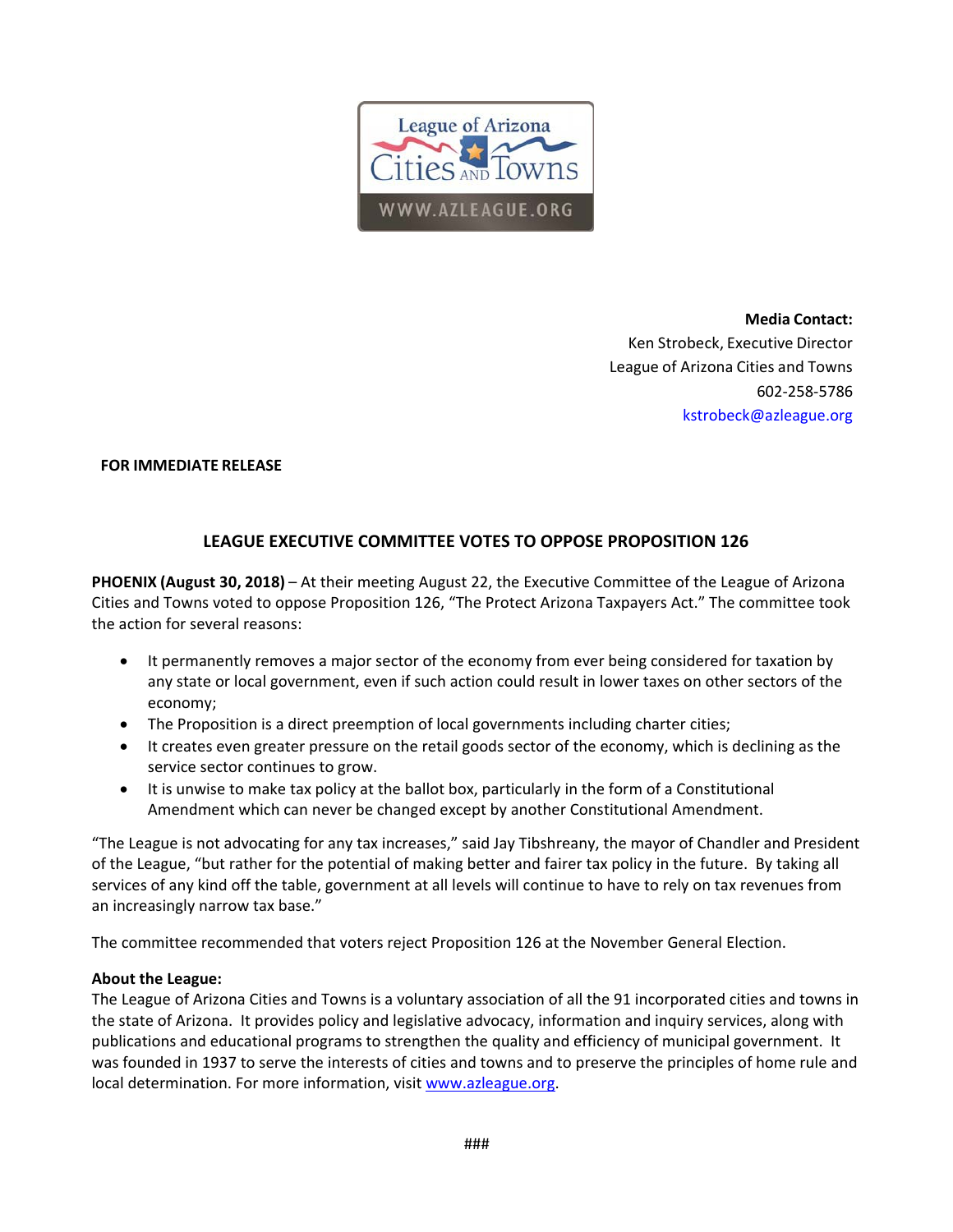League of Arizona Cities and Towns

WWW.AZLEAGUE.ORG

**Media Contact:**
Ken Strobeck, Executive Director
League of Arizona Cities and Towns
602-258-5786
kstrobeck@azleague.org

**FOR IMMEDIATE RELEASE**

## LEAGUE EXECUTIVE COMMITTEE VOTES TO OPPOSE PROPOSITION 126

**PHOENIX (August 30, 2018)** – At their meeting August 22, the Executive Committee of the League of Arizona Cities and Towns voted to oppose Proposition 126, "The Protect Arizona Taxpayers Act." The committee took the action for several reasons:

- It permanently removes a major sector of the economy from ever being considered for taxation by any state or local government, even if such action could result in lower taxes on other sectors of the economy;
- The Proposition is a direct preemption of local governments including charter cities;
- It creates even greater pressure on the retail goods sector of the economy, which is declining as the service sector continues to grow.
- It is unwise to make tax policy at the ballot box, particularly in the form of a Constitutional Amendment which can never be changed except by another Constitutional Amendment.

"The League is not advocating for any tax increases," said Jay Tibshreany, the mayor of Chandler and President of the League, "but rather for the potential of making better and fairer tax policy in the future. By taking all services of any kind off the table, government at all levels will continue to have to rely on tax revenues from an increasingly narrow tax base."

The committee recommended that voters reject Proposition 126 at the November General Election.

**About the League:**
The League of Arizona Cities and Towns is a voluntary association of all the 91 incorporated cities and towns in the state of Arizona. It provides policy and legislative advocacy, information and inquiry services, along with publications and educational programs to strengthen the quality and efficiency of municipal government. It was founded in 1937 to serve the interests of cities and towns and to preserve the principles of home rule and local determination. For more information, visit www.azleague.org.

###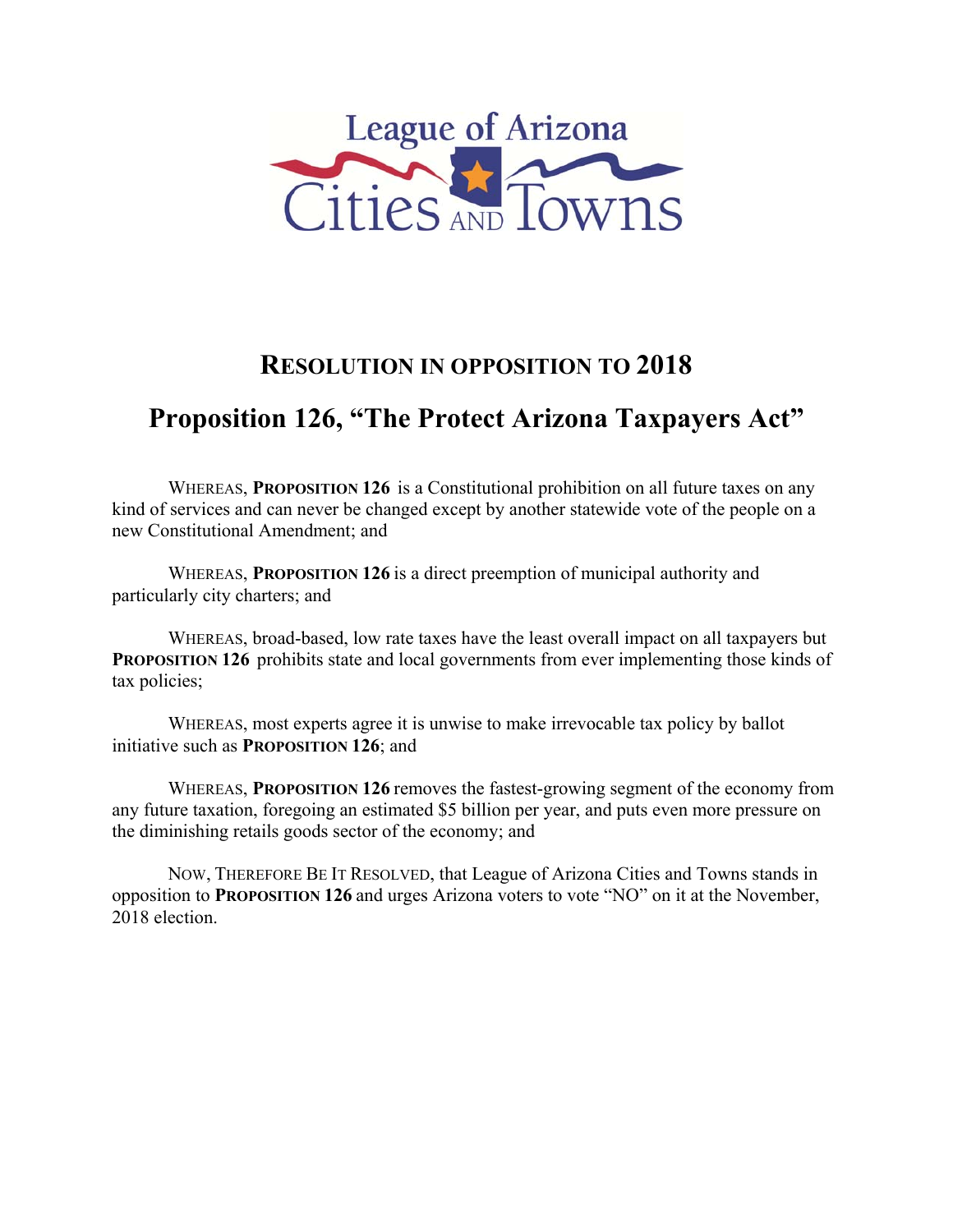League of Arizona Cities and Towns

## RESOLUTION IN OPPOSITION TO 2018

## Proposition 126, "The Protect Arizona Taxpayers Act"

WHEREAS, **PROPOSITION 126** is a Constitutional prohibition on all future taxes on any kind of services and can never be changed except by another statewide vote of the people on a new Constitutional Amendment; and

WHEREAS, **PROPOSITION 126** is a direct preemption of municipal authority and particularly city charters; and

WHEREAS, broad-based, low rate taxes have the least overall impact on all taxpayers but **PROPOSITION 126** prohibits state and local governments from ever implementing those kinds of tax policies;

WHEREAS, most experts agree it is unwise to make irrevocable tax policy by ballot initiative such as **PROPOSITION 126**; and

WHEREAS, **PROPOSITION 126** removes the fastest-growing segment of the economy from any future taxation, foregoing an estimated $5 billion per year, and puts even more pressure on the diminishing retails goods sector of the economy; and

NOW, THEREFORE BE IT RESOLVED, that League of Arizona Cities and Towns stands in opposition to **PROPOSITION 126** and urges Arizona voters to vote "NO" on it at the November, 2018 election.